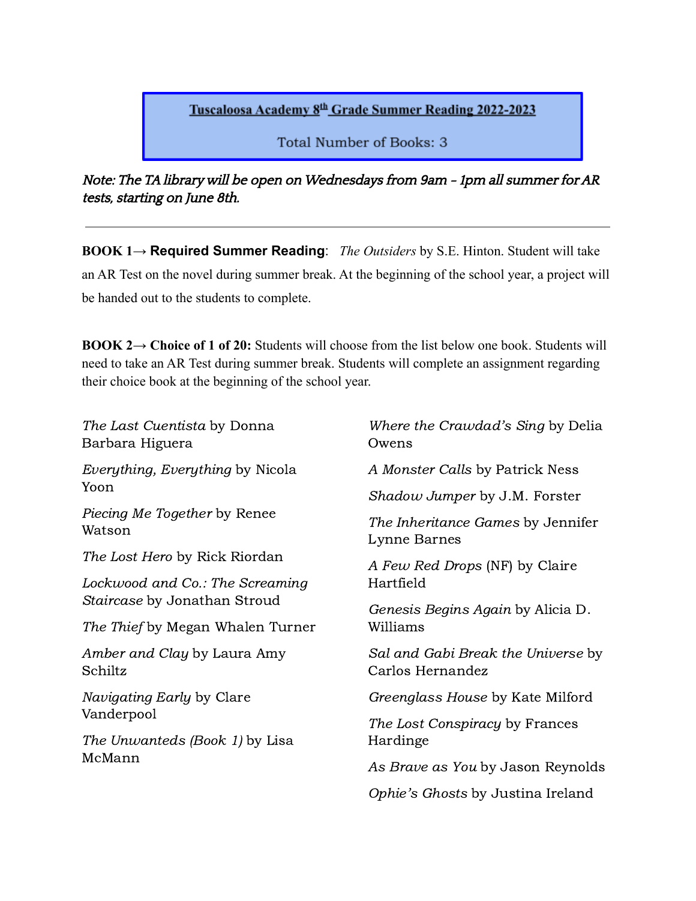# Tuscaloosa Academy 8th Grade Summer Reading 2022-2023

Total Number of Books: 3

*Note: The TA library will be open on Wednesdays from 9am – 1pm all summer for AR tests, starting on June 8th.*

---

**BOOK 1→ Required Summer Reading**: *The Outsiders* by S.E. Hinton. Student will take an AR Test on the novel during summer break. At the beginning of the school year, a project will be handed out to the students to complete.

**BOOK 2→ Choice of 1 of 20:** Students will choose from the list below one book. Students will need to take an AR Test during summer break. Students will complete an assignment regarding their choice book at the beginning of the school year.

*The Last Cuentista* by Donna Barbara Higuera

*Everything, Everything* by Nicola Yoon

*Piecing Me Together* by Renee Watson

*The Lost Hero* by Rick Riordan

*Lockwood and Co.: The Screaming Staircase* by Jonathan Stroud

*The Thief* by Megan Whalen Turner

*Amber and Clay* by Laura Amy Schiltz

*Navigating Early* by Clare Vanderpool

*The Unwanteds (Book 1)* by Lisa McMann

*Where the Crawdad's Sing* by Delia Owens

*A Monster Calls* by Patrick Ness

*Shadow Jumper* by J.M. Forster

*The Inheritance Games* by Jennifer Lynne Barnes

*A Few Red Drops* (NF) by Claire Hartfield

*Genesis Begins Again* by Alicia D. Williams

*Sal and Gabi Break the Universe* by Carlos Hernandez

*Greenglass House* by Kate Milford

*The Lost Conspiracy* by Frances Hardinge

*As Brave as You* by Jason Reynolds

*Ophie's Ghosts* by Justina Ireland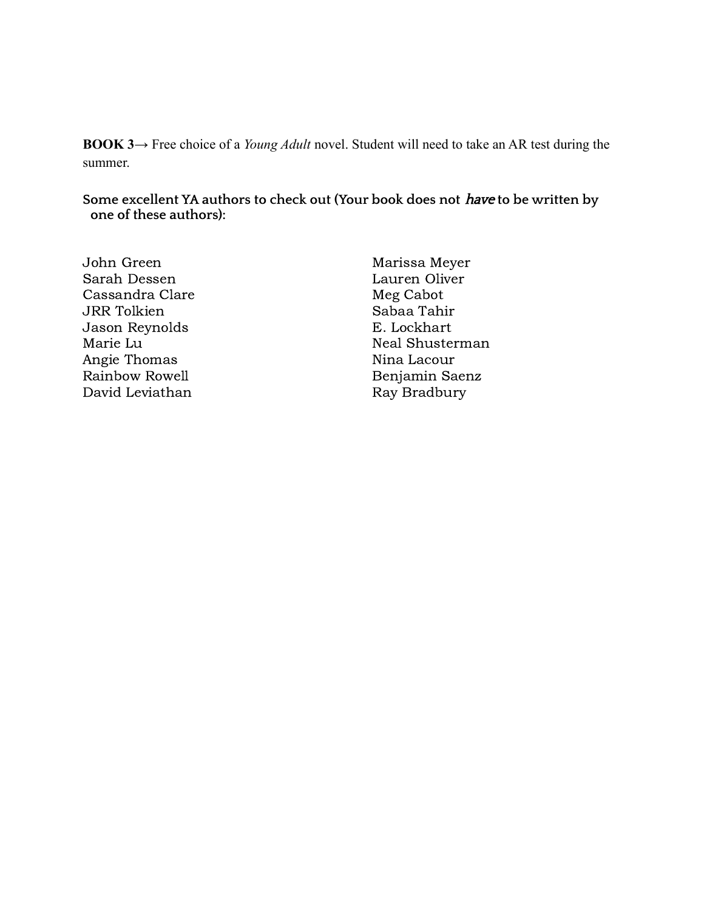**BOOK 3→** Free choice of a *Young Adult* novel. Student will need to take an AR test during the summer.

**Some excellent YA authors to check out (Your book does not *have* to be written by one of these authors):**

John Green
Sarah Dessen
Cassandra Clare
JRR Tolkien
Jason Reynolds
Marie Lu
Angie Thomas
Rainbow Rowell
David Leviathan
Marissa Meyer
Lauren Oliver
Meg Cabot
Sabaa Tahir
E. Lockhart
Neal Shusterman
Nina Lacour
Benjamin Saenz
Ray Bradbury